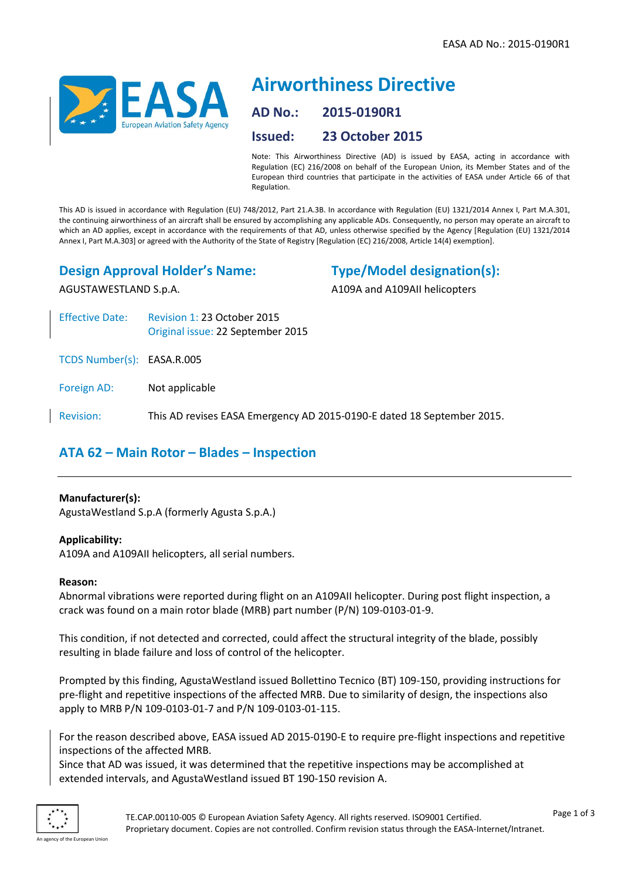# Airworthiness Directive

**AD No.:** 2015-0190R1

**Issued:** 23 October 2015

Note: This Airworthiness Directive (AD) is issued by EASA, acting in accordance with Regulation (EC) 216/2008 on behalf of the European Union, its Member States and of the European third countries that participate in the activities of EASA under Article 66 of that Regulation.

This AD is issued in accordance with Regulation (EU) 748/2012, Part 21.A.3B. In accordance with Regulation (EU) 1321/2014 Annex I, Part M.A.301, the continuing airworthiness of an aircraft shall be ensured by accomplishing any applicable ADs. Consequently, no person may operate an aircraft to which an AD applies, except in accordance with the requirements of that AD, unless otherwise specified by the Agency [Regulation (EU) 1321/2014 Annex I, Part M.A.303] or agreed with the Authority of the State of Registry [Regulation (EC) 216/2008, Article 14(4) exemption].

## Design Approval Holder's Name:

AGUSTAWESTLAND S.p.A.

## Type/Model designation(s):

A109A and A109AII helicopters

**Effective Date:** Revision 1: 23 October 2015
Original issue: 22 September 2015

**TCDS Number(s):** EASA.R.005

**Foreign AD:** Not applicable

**Revision:** This AD revises EASA Emergency AD 2015-0190-E dated 18 September 2015.

## ATA 62 – Main Rotor – Blades – Inspection

**Manufacturer(s):**
AgustaWestland S.p.A (formerly Agusta S.p.A.)

**Applicability:**
A109A and A109AII helicopters, all serial numbers.

**Reason:**
Abnormal vibrations were reported during flight on an A109AII helicopter. During post flight inspection, a crack was found on a main rotor blade (MRB) part number (P/N) 109-0103-01-9.

This condition, if not detected and corrected, could affect the structural integrity of the blade, possibly resulting in blade failure and loss of control of the helicopter.

Prompted by this finding, AgustaWestland issued Bollettino Tecnico (BT) 109-150, providing instructions for pre-flight and repetitive inspections of the affected MRB. Due to similarity of design, the inspections also apply to MRB P/N 109-0103-01-7 and P/N 109-0103-01-115.

For the reason described above, EASA issued AD 2015-0190-E to require pre-flight inspections and repetitive inspections of the affected MRB.
Since that AD was issued, it was determined that the repetitive inspections may be accomplished at extended intervals, and AgustaWestland issued BT 190-150 revision A.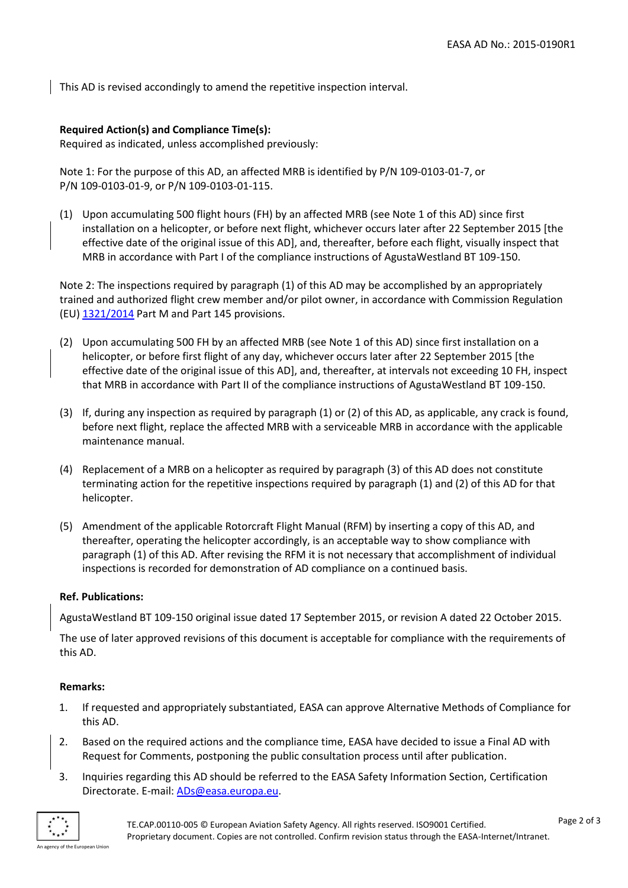This AD is revised accordingly to amend the repetitive inspection interval.

**Required Action(s) and Compliance Time(s):**
Required as indicated, unless accomplished previously:

Note 1: For the purpose of this AD, an affected MRB is identified by P/N 109-0103-01-7, or P/N 109-0103-01-9, or P/N 109-0103-01-115.

(1) Upon accumulating 500 flight hours (FH) by an affected MRB (see Note 1 of this AD) since first installation on a helicopter, or before next flight, whichever occurs later after 22 September 2015 [the effective date of the original issue of this AD], and, thereafter, before each flight, visually inspect that MRB in accordance with Part I of the compliance instructions of AgustaWestland BT 109-150.

Note 2: The inspections required by paragraph (1) of this AD may be accomplished by an appropriately trained and authorized flight crew member and/or pilot owner, in accordance with Commission Regulation (EU) 1321/2014 Part M and Part 145 provisions.

(2) Upon accumulating 500 FH by an affected MRB (see Note 1 of this AD) since first installation on a helicopter, or before first flight of any day, whichever occurs later after 22 September 2015 [the effective date of the original issue of this AD], and, thereafter, at intervals not exceeding 10 FH, inspect that MRB in accordance with Part II of the compliance instructions of AgustaWestland BT 109-150.

(3) If, during any inspection as required by paragraph (1) or (2) of this AD, as applicable, any crack is found, before next flight, replace the affected MRB with a serviceable MRB in accordance with the applicable maintenance manual.

(4) Replacement of a MRB on a helicopter as required by paragraph (3) of this AD does not constitute terminating action for the repetitive inspections required by paragraph (1) and (2) of this AD for that helicopter.

(5) Amendment of the applicable Rotorcraft Flight Manual (RFM) by inserting a copy of this AD, and thereafter, operating the helicopter accordingly, is an acceptable way to show compliance with paragraph (1) of this AD. After revising the RFM it is not necessary that accomplishment of individual inspections is recorded for demonstration of AD compliance on a continued basis.

**Ref. Publications:**

AgustaWestland BT 109-150 original issue dated 17 September 2015, or revision A dated 22 October 2015.

The use of later approved revisions of this document is acceptable for compliance with the requirements of this AD.

**Remarks:**

1. If requested and appropriately substantiated, EASA can approve Alternative Methods of Compliance for this AD.
2. Based on the required actions and the compliance time, EASA have decided to issue a Final AD with Request for Comments, postponing the public consultation process until after publication.
3. Inquiries regarding this AD should be referred to the EASA Safety Information Section, Certification Directorate. E-mail: ADs@easa.europa.eu.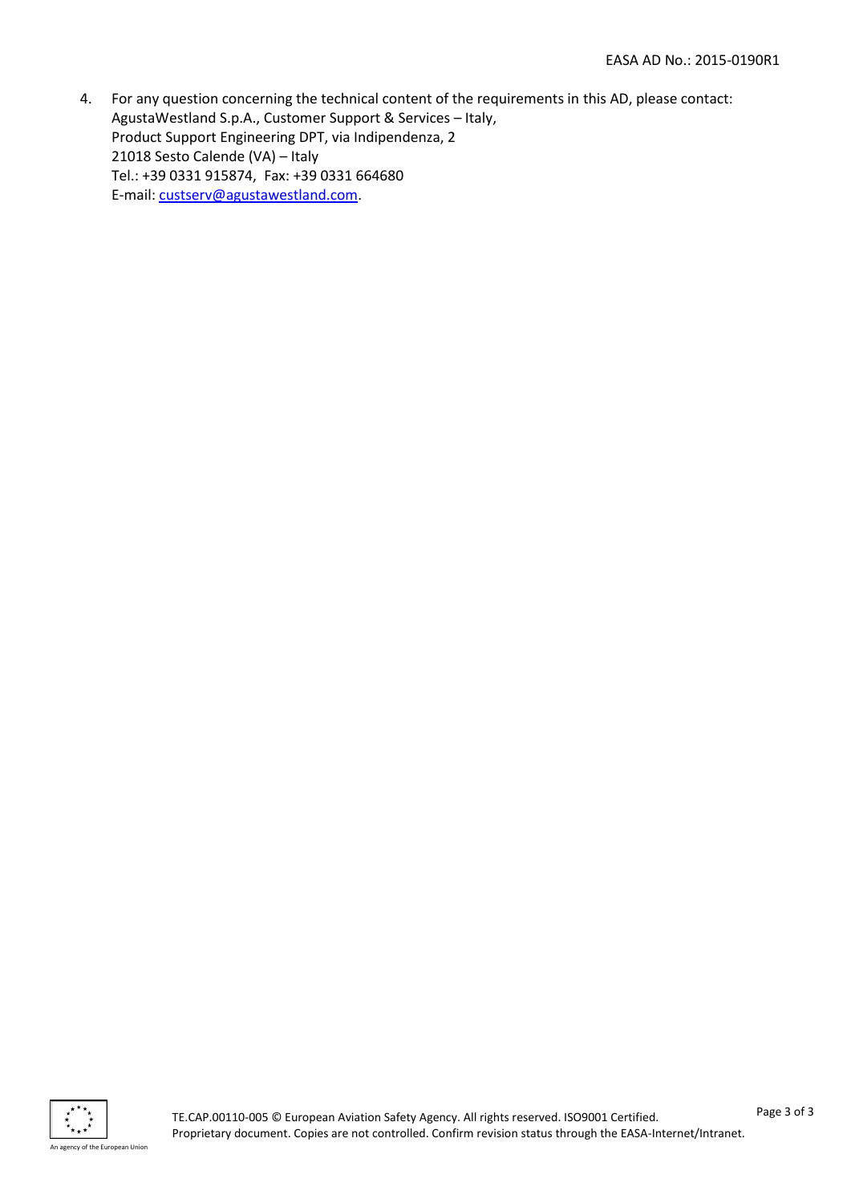4. For any question concerning the technical content of the requirements in this AD, please contact:
   AgustaWestland S.p.A., Customer Support & Services – Italy,
   Product Support Engineering DPT, via Indipendenza, 2
   21018 Sesto Calende (VA) – Italy
   Tel.: +39 0331 915874, Fax: +39 0331 664680
   E-mail: custserv@agustawestland.com.